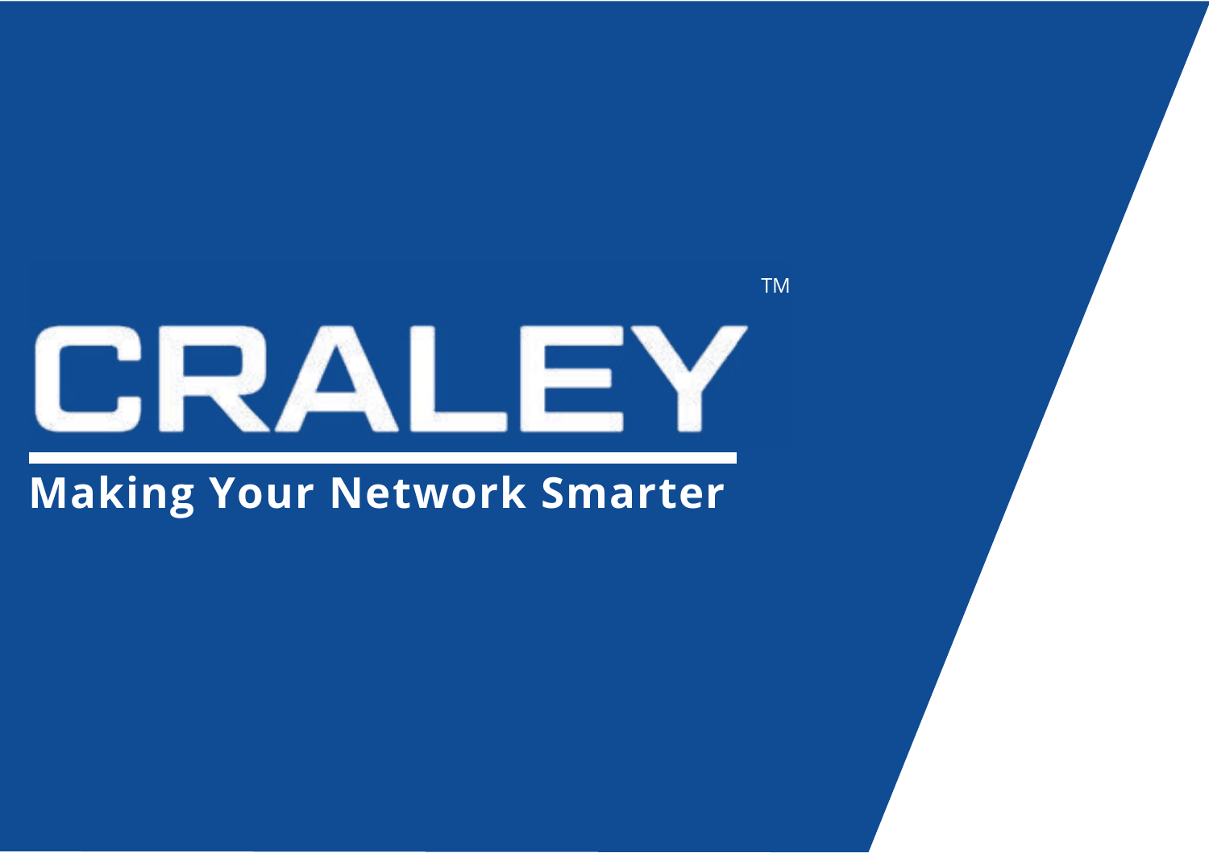# CRALEY™

**Making Your Network Smarter**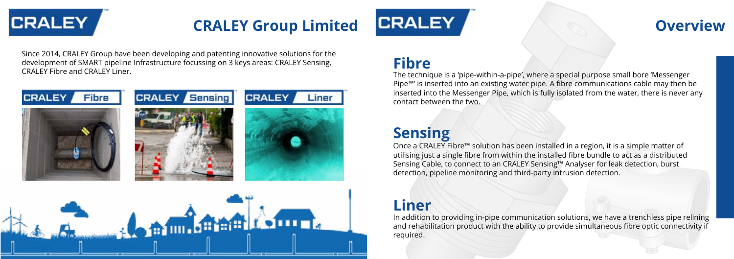# CRALEY Group Limited

Since 2014, CRALEY Group have been developing and patenting innovative solutions for the development of SMART pipeline Infrastructure focussing on 3 keys areas: CRALEY Sensing, CRALEY Fibre and CRALEY Liner.

CRALEY Fibre

CRALEY Sensing

CRALEY Liner

# Overview

## Fibre

The technique is a 'pipe-within-a-pipe', where a special purpose small bore 'Messenger Pipe™' is inserted into an existing water pipe. A fibre communications cable may then be inserted into the Messenger Pipe, which is fully isolated from the water, there is never any contact between the two.

## Sensing

Once a CRALEY Fibre™ solution has been installed in a region, it is a simple matter of utilising just a single fibre from within the installed fibre bundle to act as a distributed Sensing Cable, to connect to an CRALEY Sensing™ Analyser for leak detection, burst detection, pipeline monitoring and third-party intrusion detection.

## Liner

In addition to providing in-pipe communication solutions, we have a trenchless pipe relining and rehabilitation product with the ability to provide simultaneous fibre optic connectivity if required.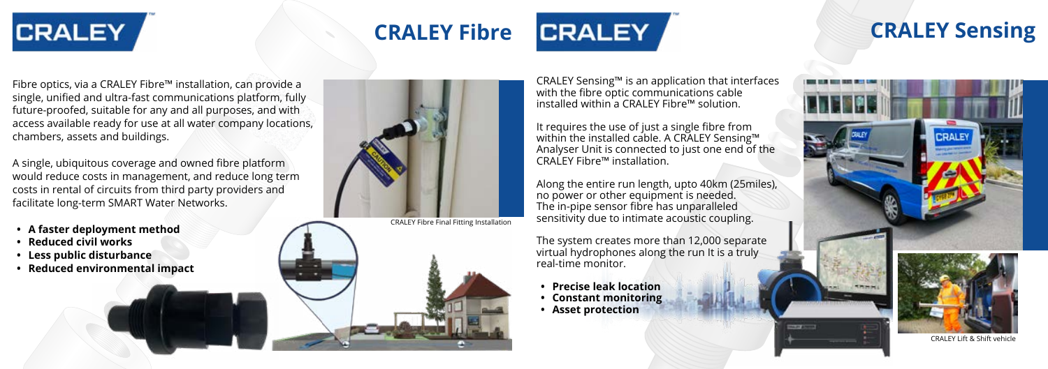# CRALEY Fibre

Fibre optics, via a CRALEY Fibre™ installation, can provide a single, unified and ultra-fast communications platform, fully future-proofed, suitable for any and all purposes, and with access available ready for use at all water company locations, chambers, assets and buildings.

A single, ubiquitous coverage and owned fibre platform would reduce costs in management, and reduce long term costs in rental of circuits from third party providers and facilitate long-term SMART Water Networks.

- **A faster deployment method**
- **Reduced civil works**
- **Less public disturbance**
- **Reduced environmental impact**

CRALEY Fibre Final Fitting Installation

# CRALEY Sensing

CRALEY Sensing™ is an application that interfaces with the fibre optic communications cable installed within a CRALEY Fibre™ solution.

It requires the use of just a single fibre from within the installed cable. A CRALEY Sensing™ Analyser Unit is connected to just one end of the CRALEY Fibre™ installation.

Along the entire run length, upto 40km (25miles), no power or other equipment is needed. The in-pipe sensor fibre has unparalleled sensitivity due to intimate acoustic coupling.

The system creates more than 12,000 separate virtual hydrophones along the run It is a truly real-time monitor.

- **Precise leak location**
- **Constant monitoring**
- **Asset protection**

CRALEY Lift & Shift vehicle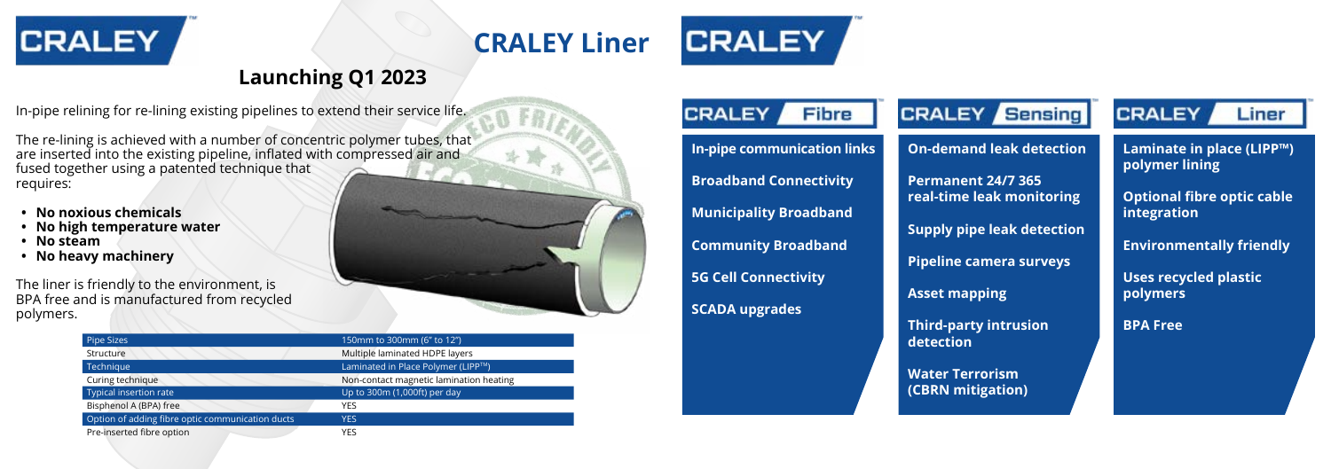# CRALEY Liner

## Launching Q1 2023

In-pipe relining for re-lining existing pipelines to extend their service life.

The re-lining is achieved with a number of concentric polymer tubes, that are inserted into the existing pipeline, inflated with compressed air and fused together using a patented technique that requires:

- **No noxious chemicals**
- **No high temperature water**
- **No steam**
- **No heavy machinery**

The liner is friendly to the environment, is BPA free and is manufactured from recycled polymers.

| Pipe Sizes | 150mm to 300mm (6" to 12") |
|---|---|
| Structure | Multiple laminated HDPE layers |
| Technique | Laminated in Place Polymer (LIPP™) |
| Curing technique | Non-contact magnetic lamination heating |
| Typical insertion rate | Up to 300m (1,000ft) per day |
| Bisphenol A (BPA) free | YES |
| Option of adding fibre optic communication ducts | YES |
| Pre-inserted fibre option | YES |

### CRALEY Fibre

**In-pipe communication links**

**Broadband Connectivity**

**Municipality Broadband**

**Community Broadband**

**5G Cell Connectivity**

**SCADA upgrades**

### CRALEY Sensing

**On-demand leak detection**

**Permanent 24/7 365 real-time leak monitoring**

**Supply pipe leak detection**

**Pipeline camera surveys**

**Asset mapping**

**Third-party intrusion detection**

**Water Terrorism (CBRN mitigation)**

### CRALEY Liner

**Laminate in place (LIPP™) polymer lining**

**Optional fibre optic cable integration**

**Environmentally friendly**

**Uses recycled plastic polymers**

**BPA Free**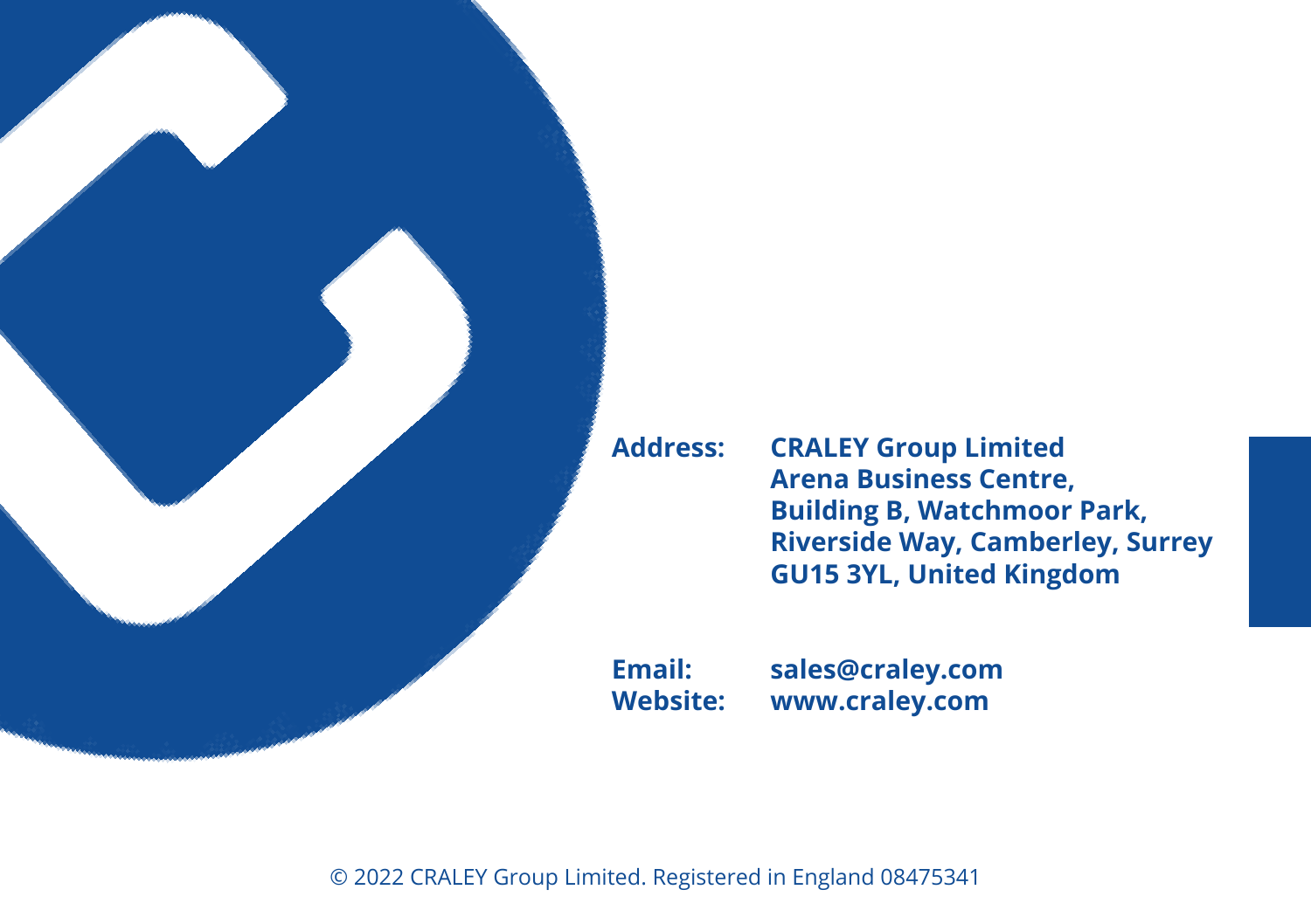**Address:** **CRALEY Group Limited**
**Arena Business Centre,**
**Building B, Watchmoor Park,**
**Riverside Way, Camberley, Surrey**
**GU15 3YL, United Kingdom**

**Email:** **sales@craley.com**
**Website:** **www.craley.com**

© 2022 CRALEY Group Limited. Registered in England 08475341